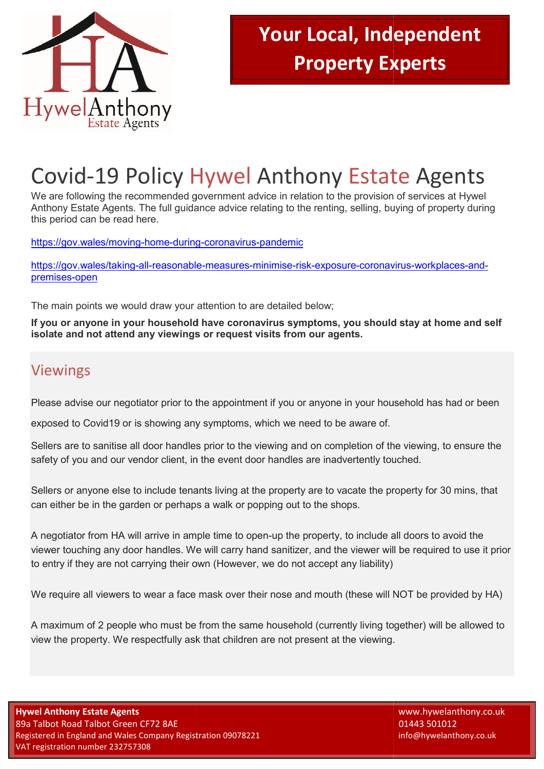# Your Local, Independent Property Experts

# Covid-19 Policy Hywel Anthony Estate Agents

We are following the recommended government advice in relation to the provision of services at Hywel Anthony Estate Agents. The full guidance advice relating to the renting, selling, buying of property during this period can be read here.

https://gov.wales/moving-home-during-coronavirus-pandemic

https://gov.wales/taking-all-reasonable-measures-minimise-risk-exposure-coronavirus-workplaces-and-premises-open

The main points we would draw your attention to are detailed below;

**If you or anyone in your household have coronavirus symptoms, you should stay at home and self isolate and not attend any viewings or request visits from our agents.**

## Viewings

Please advise our negotiator prior to the appointment if you or anyone in your household has had or been exposed to Covid19 or is showing any symptoms, which we need to be aware of.

Sellers are to sanitise all door handles prior to the viewing and on completion of the viewing, to ensure the safety of you and our vendor client, in the event door handles are inadvertently touched.

Sellers or anyone else to include tenants living at the property are to vacate the property for 30 mins, that can either be in the garden or perhaps a walk or popping out to the shops.

A negotiator from HA will arrive in ample time to open-up the property, to include all doors to avoid the viewer touching any door handles. We will carry hand sanitizer, and the viewer will be required to use it prior to entry if they are not carrying their own (However, we do not accept any liability)

We require all viewers to wear a face mask over their nose and mouth (these will NOT be provided by HA)

A maximum of 2 people who must be from the same household (currently living together) will be allowed to view the property. We respectfully ask that children are not present at the viewing.

**Hywel Anthony Estate Agents**
89a Talbot Road Talbot Green CF72 8AE
Registered in England and Wales Company Registration 09078221
VAT registration number 232757308

www.hywelanthony.co.uk
01443 501012
info@hywelanthony.co.uk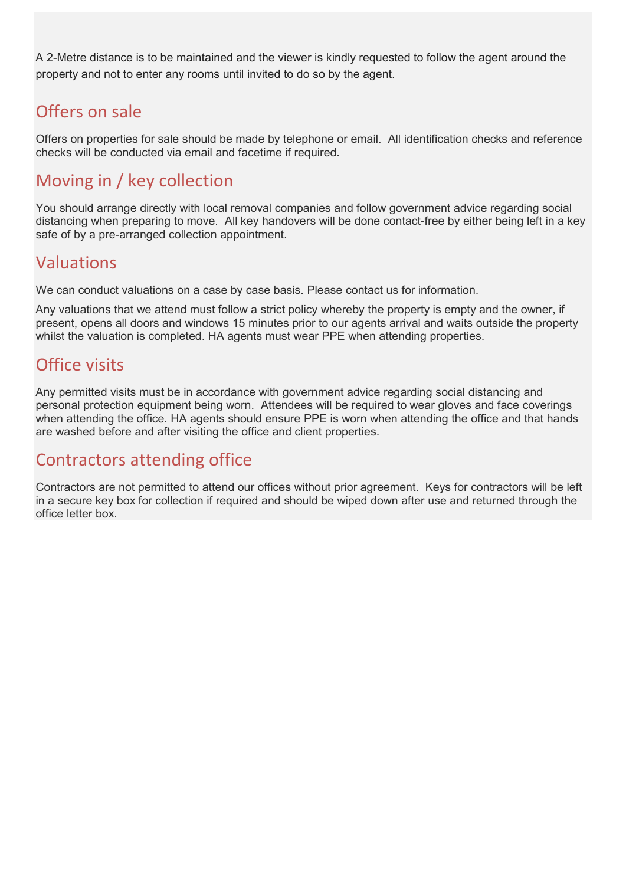A 2-Metre distance is to be maintained and the viewer is kindly requested to follow the agent around the property and not to enter any rooms until invited to do so by the agent.

## Offers on sale

Offers on properties for sale should be made by telephone or email. All identification checks and reference checks will be conducted via email and facetime if required.

## Moving in / key collection

You should arrange directly with local removal companies and follow government advice regarding social distancing when preparing to move. All key handovers will be done contact-free by either being left in a key safe of by a pre-arranged collection appointment.

## Valuations

We can conduct valuations on a case by case basis. Please contact us for information.

Any valuations that we attend must follow a strict policy whereby the property is empty and the owner, if present, opens all doors and windows 15 minutes prior to our agents arrival and waits outside the property whilst the valuation is completed. HA agents must wear PPE when attending properties.

## Office visits

Any permitted visits must be in accordance with government advice regarding social distancing and personal protection equipment being worn. Attendees will be required to wear gloves and face coverings when attending the office. HA agents should ensure PPE is worn when attending the office and that hands are washed before and after visiting the office and client properties.

## Contractors attending office

Contractors are not permitted to attend our offices without prior agreement. Keys for contractors will be left in a secure key box for collection if required and should be wiped down after use and returned through the office letter box.